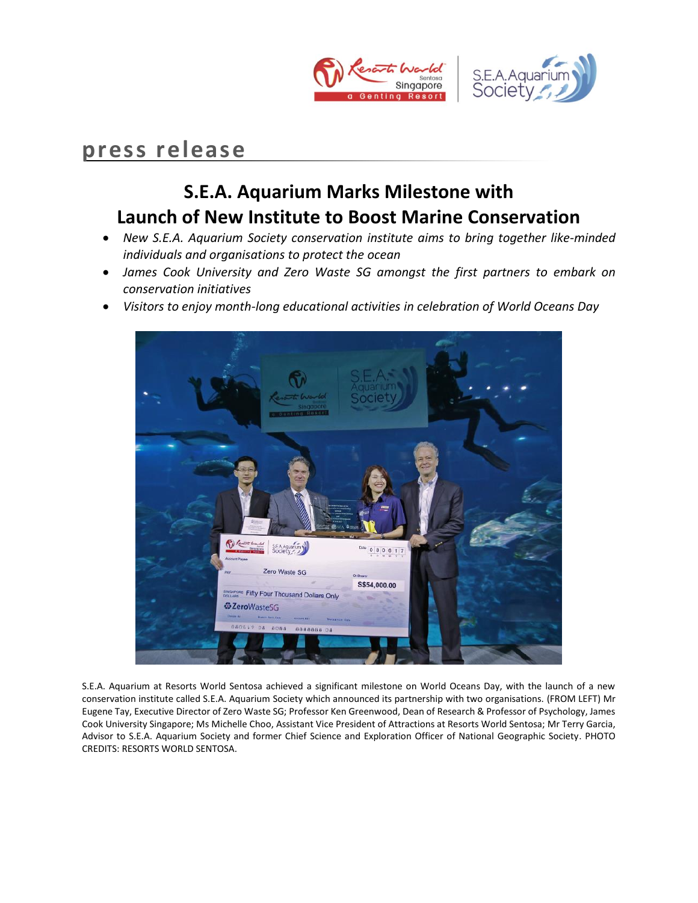# press release

## S.E.A. Aquarium Marks Milestone with Launch of New Institute to Boost Marine Conservation

- *New S.E.A. Aquarium Society conservation institute aims to bring together like-minded individuals and organisations to protect the ocean*
- *James Cook University and Zero Waste SG amongst the first partners to embark on conservation initiatives*
- *Visitors to enjoy month-long educational activities in celebration of World Oceans Day*

S.E.A. Aquarium at Resorts World Sentosa achieved a significant milestone on World Oceans Day, with the launch of a new conservation institute called S.E.A. Aquarium Society which announced its partnership with two organisations. (FROM LEFT) Mr Eugene Tay, Executive Director of Zero Waste SG; Professor Ken Greenwood, Dean of Research & Professor of Psychology, James Cook University Singapore; Ms Michelle Choo, Assistant Vice President of Attractions at Resorts World Sentosa; Mr Terry Garcia, Advisor to S.E.A. Aquarium Society and former Chief Science and Exploration Officer of National Geographic Society. PHOTO CREDITS: RESORTS WORLD SENTOSA.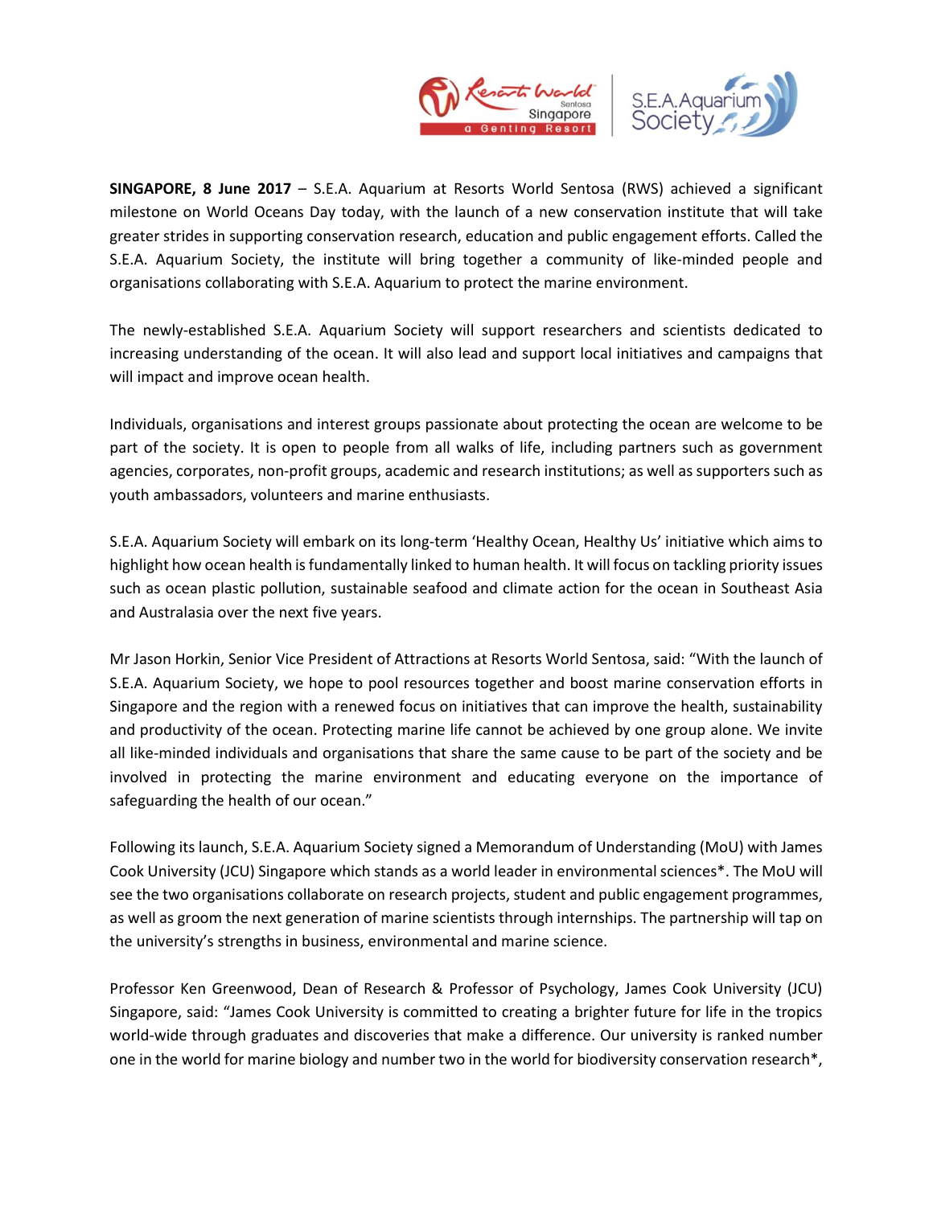**SINGAPORE, 8 June 2017** – S.E.A. Aquarium at Resorts World Sentosa (RWS) achieved a significant milestone on World Oceans Day today, with the launch of a new conservation institute that will take greater strides in supporting conservation research, education and public engagement efforts. Called the S.E.A. Aquarium Society, the institute will bring together a community of like-minded people and organisations collaborating with S.E.A. Aquarium to protect the marine environment.

The newly-established S.E.A. Aquarium Society will support researchers and scientists dedicated to increasing understanding of the ocean. It will also lead and support local initiatives and campaigns that will impact and improve ocean health.

Individuals, organisations and interest groups passionate about protecting the ocean are welcome to be part of the society. It is open to people from all walks of life, including partners such as government agencies, corporates, non-profit groups, academic and research institutions; as well as supporters such as youth ambassadors, volunteers and marine enthusiasts.

S.E.A. Aquarium Society will embark on its long-term 'Healthy Ocean, Healthy Us' initiative which aims to highlight how ocean health is fundamentally linked to human health. It will focus on tackling priority issues such as ocean plastic pollution, sustainable seafood and climate action for the ocean in Southeast Asia and Australasia over the next five years.

Mr Jason Horkin, Senior Vice President of Attractions at Resorts World Sentosa, said: "With the launch of S.E.A. Aquarium Society, we hope to pool resources together and boost marine conservation efforts in Singapore and the region with a renewed focus on initiatives that can improve the health, sustainability and productivity of the ocean. Protecting marine life cannot be achieved by one group alone. We invite all like-minded individuals and organisations that share the same cause to be part of the society and be involved in protecting the marine environment and educating everyone on the importance of safeguarding the health of our ocean."

Following its launch, S.E.A. Aquarium Society signed a Memorandum of Understanding (MoU) with James Cook University (JCU) Singapore which stands as a world leader in environmental sciences*. The MoU will see the two organisations collaborate on research projects, student and public engagement programmes, as well as groom the next generation of marine scientists through internships. The partnership will tap on the university's strengths in business, environmental and marine science.

Professor Ken Greenwood, Dean of Research & Professor of Psychology, James Cook University (JCU) Singapore, said: "James Cook University is committed to creating a brighter future for life in the tropics world-wide through graduates and discoveries that make a difference. Our university is ranked number one in the world for marine biology and number two in the world for biodiversity conservation research*,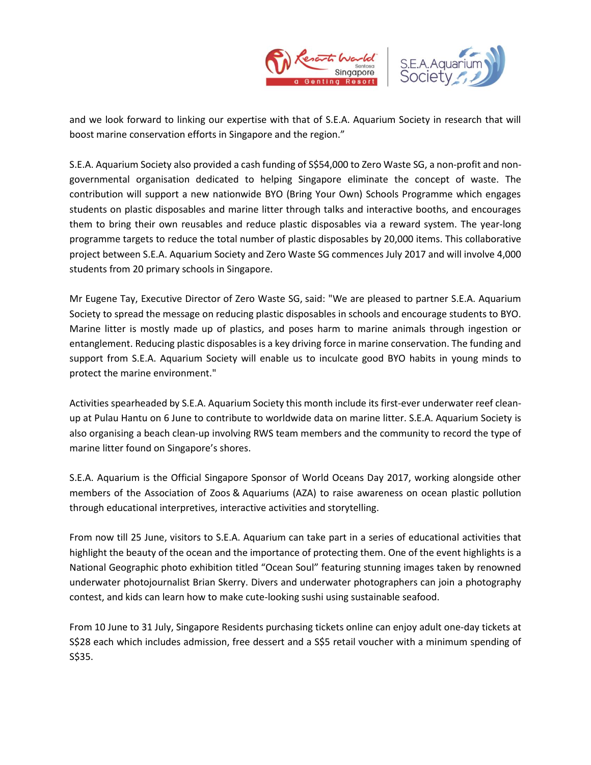and we look forward to linking our expertise with that of S.E.A. Aquarium Society in research that will boost marine conservation efforts in Singapore and the region."

S.E.A. Aquarium Society also provided a cash funding of S$54,000 to Zero Waste SG, a non-profit and non-governmental organisation dedicated to helping Singapore eliminate the concept of waste. The contribution will support a new nationwide BYO (Bring Your Own) Schools Programme which engages students on plastic disposables and marine litter through talks and interactive booths, and encourages them to bring their own reusables and reduce plastic disposables via a reward system. The year-long programme targets to reduce the total number of plastic disposables by 20,000 items. This collaborative project between S.E.A. Aquarium Society and Zero Waste SG commences July 2017 and will involve 4,000 students from 20 primary schools in Singapore.

Mr Eugene Tay, Executive Director of Zero Waste SG, said: "We are pleased to partner S.E.A. Aquarium Society to spread the message on reducing plastic disposables in schools and encourage students to BYO. Marine litter is mostly made up of plastics, and poses harm to marine animals through ingestion or entanglement. Reducing plastic disposables is a key driving force in marine conservation. The funding and support from S.E.A. Aquarium Society will enable us to inculcate good BYO habits in young minds to protect the marine environment."

Activities spearheaded by S.E.A. Aquarium Society this month include its first-ever underwater reef clean-up at Pulau Hantu on 6 June to contribute to worldwide data on marine litter. S.E.A. Aquarium Society is also organising a beach clean-up involving RWS team members and the community to record the type of marine litter found on Singapore's shores.

S.E.A. Aquarium is the Official Singapore Sponsor of World Oceans Day 2017, working alongside other members of the Association of Zoos & Aquariums (AZA) to raise awareness on ocean plastic pollution through educational interpretives, interactive activities and storytelling.

From now till 25 June, visitors to S.E.A. Aquarium can take part in a series of educational activities that highlight the beauty of the ocean and the importance of protecting them. One of the event highlights is a National Geographic photo exhibition titled "Ocean Soul" featuring stunning images taken by renowned underwater photojournalist Brian Skerry. Divers and underwater photographers can join a photography contest, and kids can learn how to make cute-looking sushi using sustainable seafood.

From 10 June to 31 July, Singapore Residents purchasing tickets online can enjoy adult one-day tickets at S$28 each which includes admission, free dessert and a S$5 retail voucher with a minimum spending of S$35.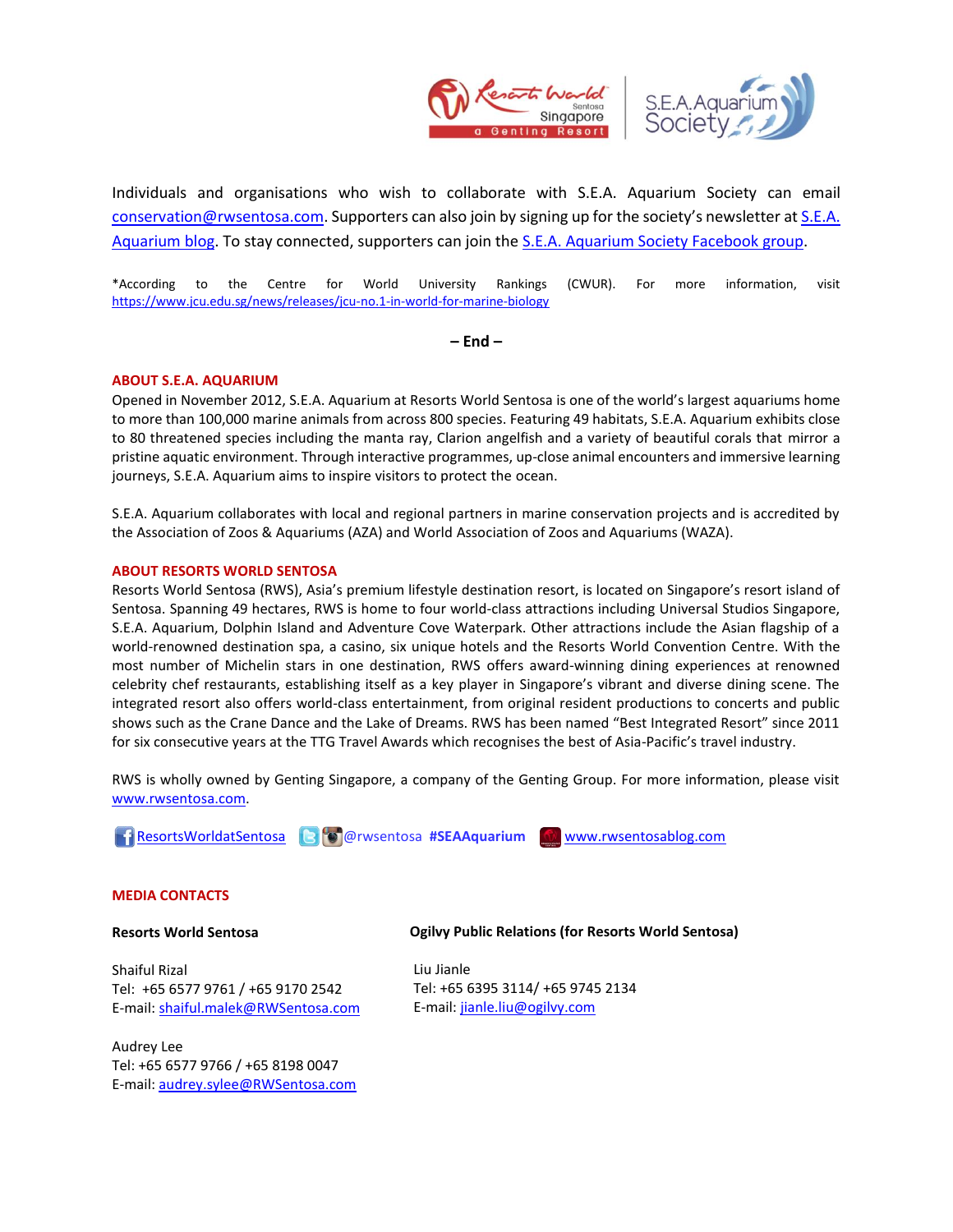Individuals and organisations who wish to collaborate with S.E.A. Aquarium Society can email conservation@rwsentosa.com. Supporters can also join by signing up for the society's newsletter at S.E.A. Aquarium blog. To stay connected, supporters can join the S.E.A. Aquarium Society Facebook group.

*According to the Centre for World University Rankings (CWUR). For more information, visit https://www.jcu.edu.sg/news/releases/jcu-no.1-in-world-for-marine-biology

**– End –**

**ABOUT S.E.A. AQUARIUM**

Opened in November 2012, S.E.A. Aquarium at Resorts World Sentosa is one of the world's largest aquariums home to more than 100,000 marine animals from across 800 species. Featuring 49 habitats, S.E.A. Aquarium exhibits close to 80 threatened species including the manta ray, Clarion angelfish and a variety of beautiful corals that mirror a pristine aquatic environment. Through interactive programmes, up-close animal encounters and immersive learning journeys, S.E.A. Aquarium aims to inspire visitors to protect the ocean.

S.E.A. Aquarium collaborates with local and regional partners in marine conservation projects and is accredited by the Association of Zoos & Aquariums (AZA) and World Association of Zoos and Aquariums (WAZA).

**ABOUT RESORTS WORLD SENTOSA**

Resorts World Sentosa (RWS), Asia's premium lifestyle destination resort, is located on Singapore's resort island of Sentosa. Spanning 49 hectares, RWS is home to four world-class attractions including Universal Studios Singapore, S.E.A. Aquarium, Dolphin Island and Adventure Cove Waterpark. Other attractions include the Asian flagship of a world-renowned destination spa, a casino, six unique hotels and the Resorts World Convention Centre. With the most number of Michelin stars in one destination, RWS offers award-winning dining experiences at renowned celebrity chef restaurants, establishing itself as a key player in Singapore's vibrant and diverse dining scene. The integrated resort also offers world-class entertainment, from original resident productions to concerts and public shows such as the Crane Dance and the Lake of Dreams. RWS has been named "Best Integrated Resort" since 2011 for six consecutive years at the TTG Travel Awards which recognises the best of Asia-Pacific's travel industry.

RWS is wholly owned by Genting Singapore, a company of the Genting Group. For more information, please visit www.rwsentosa.com.

ResortsWorldatSentosa @rwsentosa **#SEAAquarium** www.rwsentosablog.com

**MEDIA CONTACTS**

**Resorts World Sentosa**

Shaiful Rizal
Tel: +65 6577 9761 / +65 9170 2542
E-mail: shaiful.malek@RWSentosa.com

Audrey Lee
Tel: +65 6577 9766 / +65 8198 0047
E-mail: audrey.sylee@RWSentosa.com

**Ogilvy Public Relations (for Resorts World Sentosa)**

Liu Jianle
Tel: +65 6395 3114/ +65 9745 2134
E-mail: jianle.liu@ogilvy.com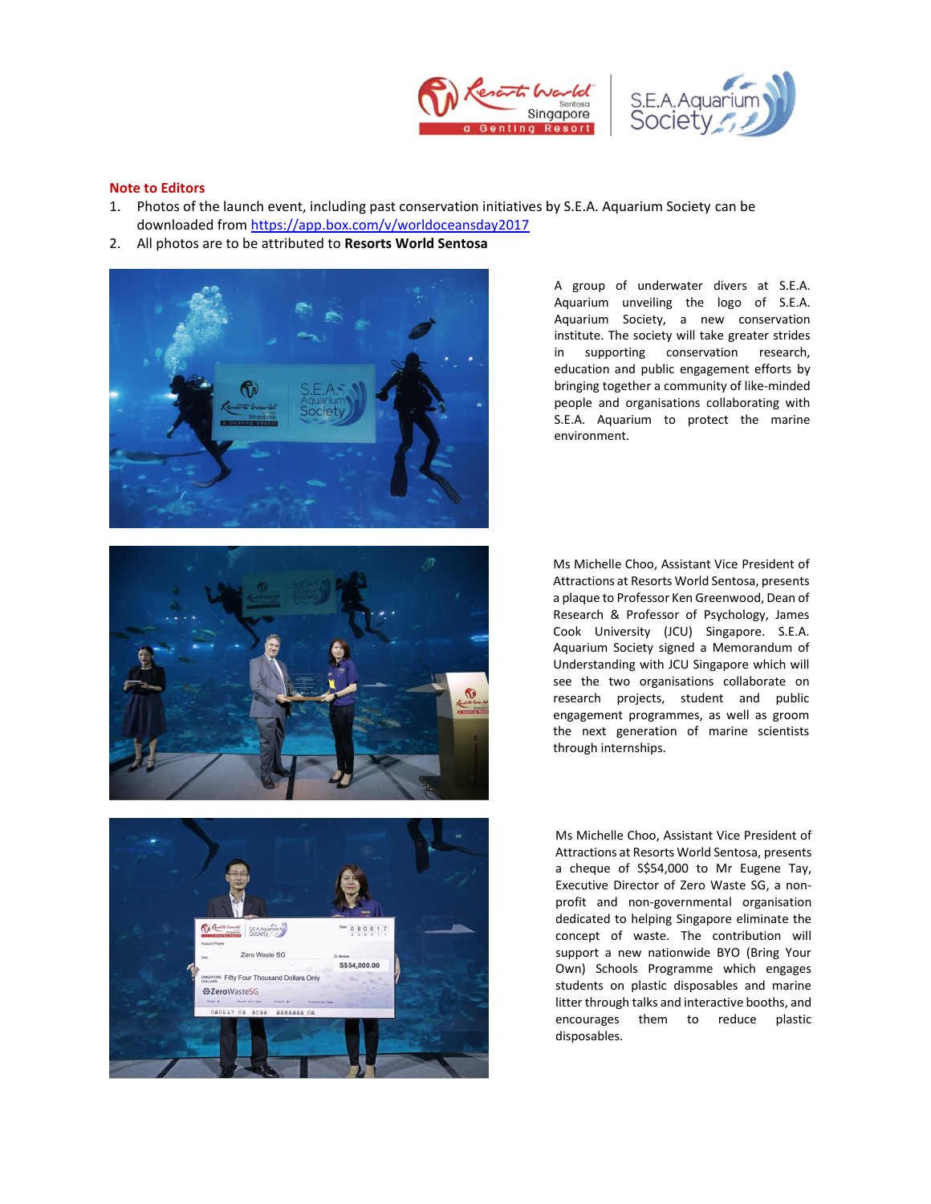**Note to Editors**

1. Photos of the launch event, including past conservation initiatives by S.E.A. Aquarium Society can be downloaded from https://app.box.com/v/worldoceansday2017
2. All photos are to be attributed to **Resorts World Sentosa**

A group of underwater divers at S.E.A. Aquarium unveiling the logo of S.E.A. Aquarium Society, a new conservation institute. The society will take greater strides in supporting conservation research, education and public engagement efforts by bringing together a community of like-minded people and organisations collaborating with S.E.A. Aquarium to protect the marine environment.

Ms Michelle Choo, Assistant Vice President of Attractions at Resorts World Sentosa, presents a plaque to Professor Ken Greenwood, Dean of Research & Professor of Psychology, James Cook University (JCU) Singapore. S.E.A. Aquarium Society signed a Memorandum of Understanding with JCU Singapore which will see the two organisations collaborate on research projects, student and public engagement programmes, as well as groom the next generation of marine scientists through internships.

Ms Michelle Choo, Assistant Vice President of Attractions at Resorts World Sentosa, presents a cheque of S$54,000 to Mr Eugene Tay, Executive Director of Zero Waste SG, a non-profit and non-governmental organisation dedicated to helping Singapore eliminate the concept of waste. The contribution will support a new nationwide BYO (Bring Your Own) Schools Programme which engages students on plastic disposables and marine litter through talks and interactive booths, and encourages them to reduce plastic disposables.